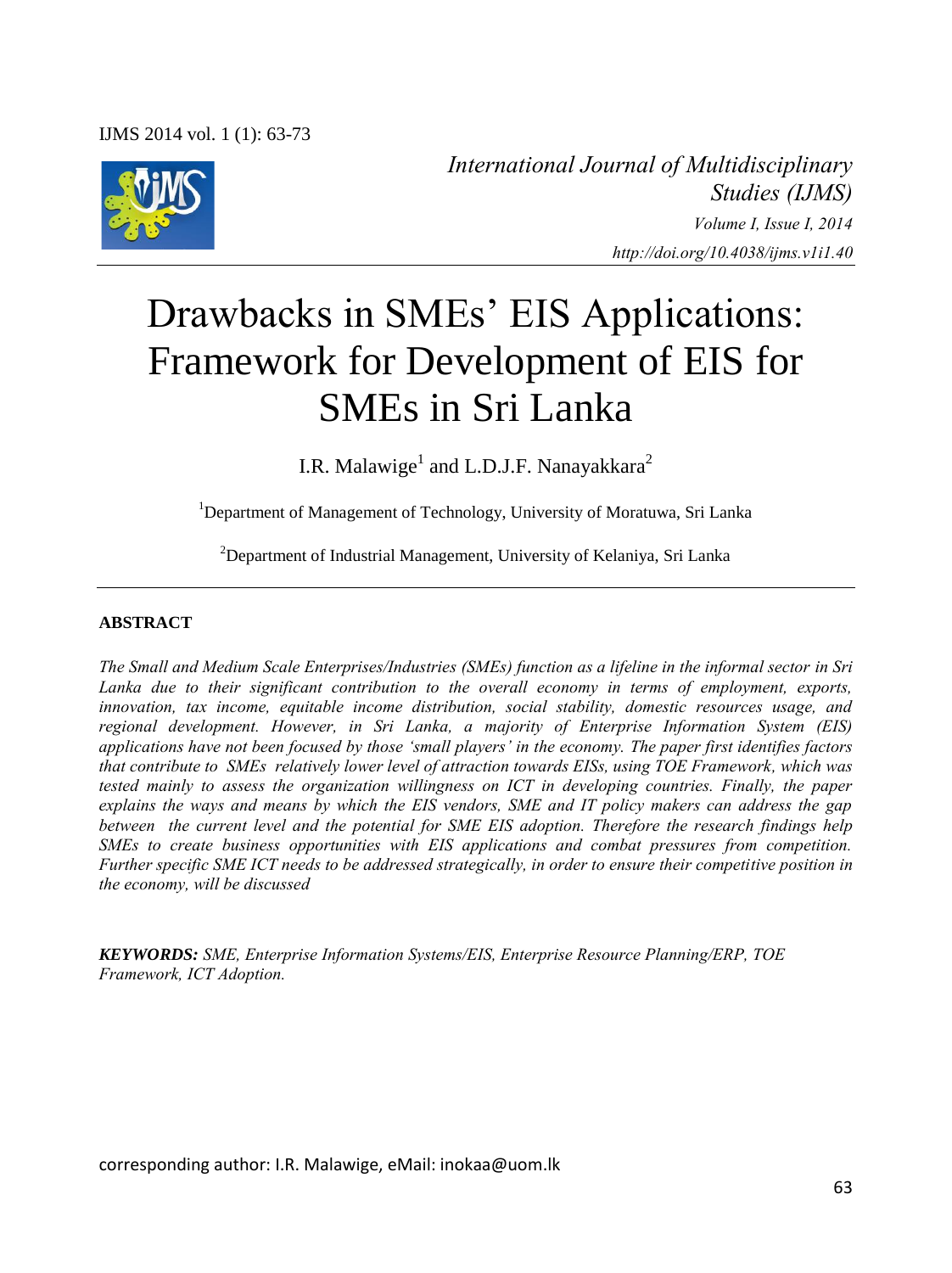*International Journal of Multidisciplinary Studies (IJMS)*
*Volume I, Issue I, 2014*
*http://doi.org/10.4038/ijms.v1i1.40*

# Drawbacks in SMEs' EIS Applications: Framework for Development of EIS for SMEs in Sri Lanka

I.R. Malawige[1] and L.D.J.F. Nanayakkara[2]

[1]Department of Management of Technology, University of Moratuwa, Sri Lanka

[2]Department of Industrial Management, University of Kelaniya, Sri Lanka

## ABSTRACT

*The Small and Medium Scale Enterprises/Industries (SMEs) function as a lifeline in the informal sector in Sri Lanka due to their significant contribution to the overall economy in terms of employment, exports, innovation, tax income, equitable income distribution, social stability, domestic resources usage, and regional development. However, in Sri Lanka, a majority of Enterprise Information System (EIS) applications have not been focused by those 'small players' in the economy. The paper first identifies factors that contribute to SMEs relatively lower level of attraction towards EISs, using TOE Framework, which was tested mainly to assess the organization willingness on ICT in developing countries. Finally, the paper explains the ways and means by which the EIS vendors, SME and IT policy makers can address the gap between the current level and the potential for SME EIS adoption. Therefore the research findings help SMEs to create business opportunities with EIS applications and combat pressures from competition. Further specific SME ICT needs to be addressed strategically, in order to ensure their competitive position in the economy, will be discussed*

***KEYWORDS:*** *SME, Enterprise Information Systems/EIS, Enterprise Resource Planning/ERP, TOE Framework, ICT Adoption.*

corresponding author: I.R. Malawige, eMail: inokaa@uom.lk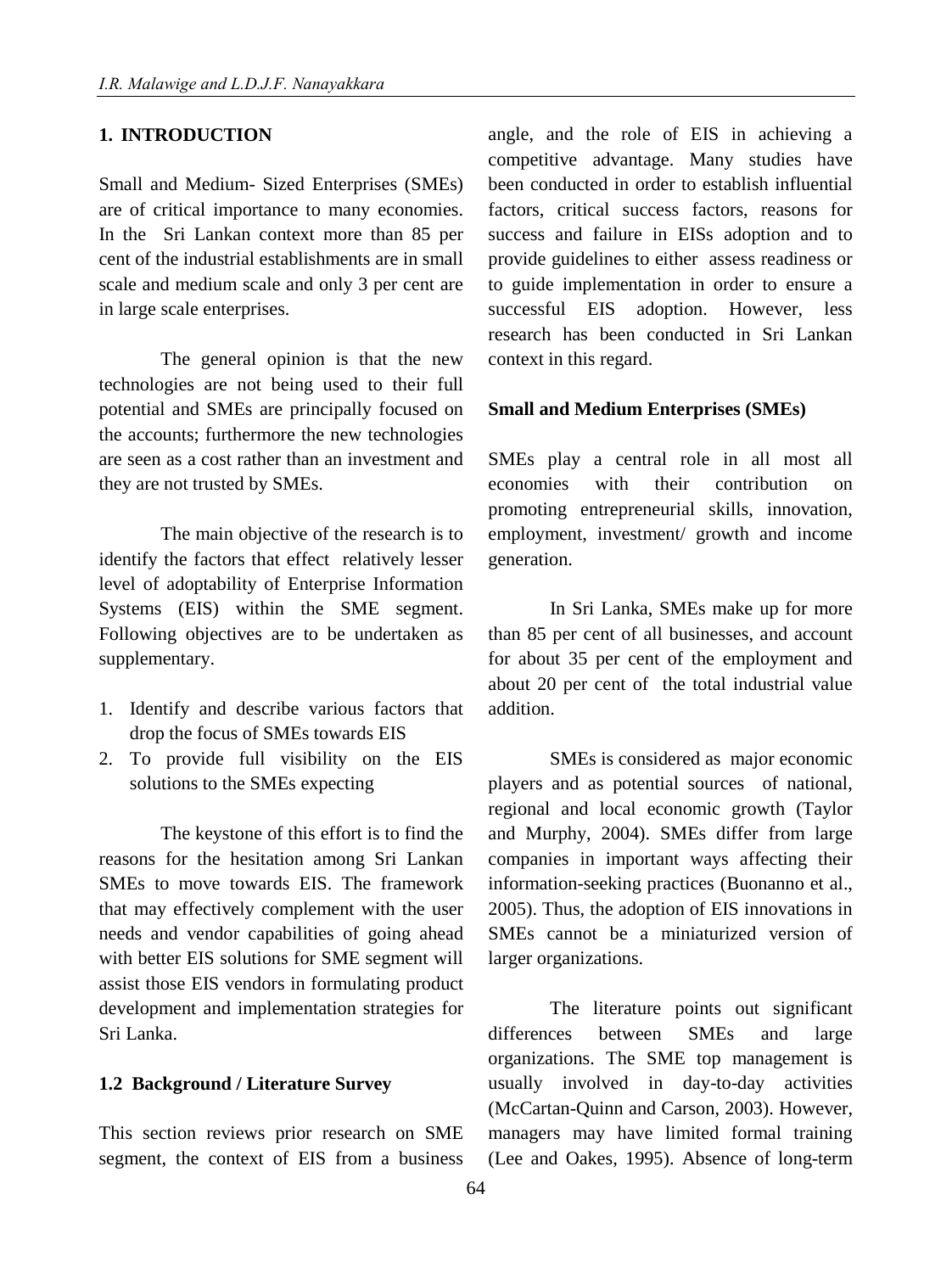## 1. INTRODUCTION

Small and Medium- Sized Enterprises (SMEs) are of critical importance to many economies. In the Sri Lankan context more than 85 per cent of the industrial establishments are in small scale and medium scale and only 3 per cent are in large scale enterprises.

The general opinion is that the new technologies are not being used to their full potential and SMEs are principally focused on the accounts; furthermore the new technologies are seen as a cost rather than an investment and they are not trusted by SMEs.

The main objective of the research is to identify the factors that effect relatively lesser level of adoptability of Enterprise Information Systems (EIS) within the SME segment. Following objectives are to be undertaken as supplementary.

1. Identify and describe various factors that drop the focus of SMEs towards EIS
2. To provide full visibility on the EIS solutions to the SMEs expecting

The keystone of this effort is to find the reasons for the hesitation among Sri Lankan SMEs to move towards EIS. The framework that may effectively complement with the user needs and vendor capabilities of going ahead with better EIS solutions for SME segment will assist those EIS vendors in formulating product development and implementation strategies for Sri Lanka.

### 1.2 Background / Literature Survey

This section reviews prior research on SME segment, the context of EIS from a business angle, and the role of EIS in achieving a competitive advantage. Many studies have been conducted in order to establish influential factors, critical success factors, reasons for success and failure in EISs adoption and to provide guidelines to either assess readiness or to guide implementation in order to ensure a successful EIS adoption. However, less research has been conducted in Sri Lankan context in this regard.

**Small and Medium Enterprises (SMEs)**

SMEs play a central role in all most all economies with their contribution on promoting entrepreneurial skills, innovation, employment, investment/ growth and income generation.

In Sri Lanka, SMEs make up for more than 85 per cent of all businesses, and account for about 35 per cent of the employment and about 20 per cent of the total industrial value addition.

SMEs is considered as major economic players and as potential sources of national, regional and local economic growth (Taylor and Murphy, 2004). SMEs differ from large companies in important ways affecting their information-seeking practices (Buonanno et al., 2005). Thus, the adoption of EIS innovations in SMEs cannot be a miniaturized version of larger organizations.

The literature points out significant differences between SMEs and large organizations. The SME top management is usually involved in day-to-day activities (McCartan-Quinn and Carson, 2003). However, managers may have limited formal training (Lee and Oakes, 1995). Absence of long-term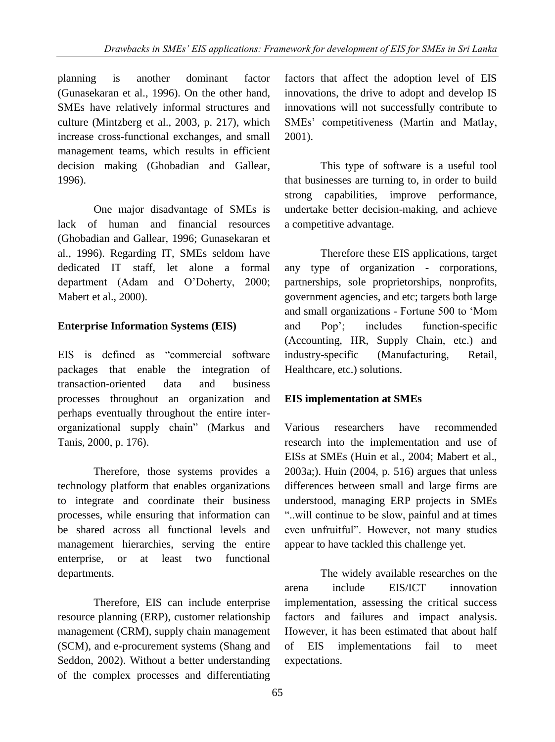planning is another dominant factor (Gunasekaran et al., 1996). On the other hand, SMEs have relatively informal structures and culture (Mintzberg et al., 2003, p. 217), which increase cross-functional exchanges, and small management teams, which results in efficient decision making (Ghobadian and Gallear, 1996).

One major disadvantage of SMEs is lack of human and financial resources (Ghobadian and Gallear, 1996; Gunasekaran et al., 1996). Regarding IT, SMEs seldom have dedicated IT staff, let alone a formal department (Adam and O'Doherty, 2000; Mabert et al., 2000).

**Enterprise Information Systems (EIS)**

EIS is defined as "commercial software packages that enable the integration of transaction-oriented data and business processes throughout an organization and perhaps eventually throughout the entire inter-organizational supply chain" (Markus and Tanis, 2000, p. 176).

Therefore, those systems provides a technology platform that enables organizations to integrate and coordinate their business processes, while ensuring that information can be shared across all functional levels and management hierarchies, serving the entire enterprise, or at least two functional departments.

Therefore, EIS can include enterprise resource planning (ERP), customer relationship management (CRM), supply chain management (SCM), and e-procurement systems (Shang and Seddon, 2002). Without a better understanding of the complex processes and differentiating factors that affect the adoption level of EIS innovations, the drive to adopt and develop IS innovations will not successfully contribute to SMEs' competitiveness (Martin and Matlay, 2001).

This type of software is a useful tool that businesses are turning to, in order to build strong capabilities, improve performance, undertake better decision-making, and achieve a competitive advantage.

Therefore these EIS applications, target any type of organization - corporations, partnerships, sole proprietorships, nonprofits, government agencies, and etc; targets both large and small organizations - Fortune 500 to 'Mom and Pop'; includes function-specific (Accounting, HR, Supply Chain, etc.) and industry-specific (Manufacturing, Retail, Healthcare, etc.) solutions.

**EIS implementation at SMEs**

Various researchers have recommended research into the implementation and use of EISs at SMEs (Huin et al., 2004; Mabert et al., 2003a;). Huin (2004, p. 516) argues that unless differences between small and large firms are understood, managing ERP projects in SMEs "..will continue to be slow, painful and at times even unfruitful". However, not many studies appear to have tackled this challenge yet.

The widely available researches on the arena include EIS/ICT innovation implementation, assessing the critical success factors and failures and impact analysis. However, it has been estimated that about half of EIS implementations fail to meet expectations.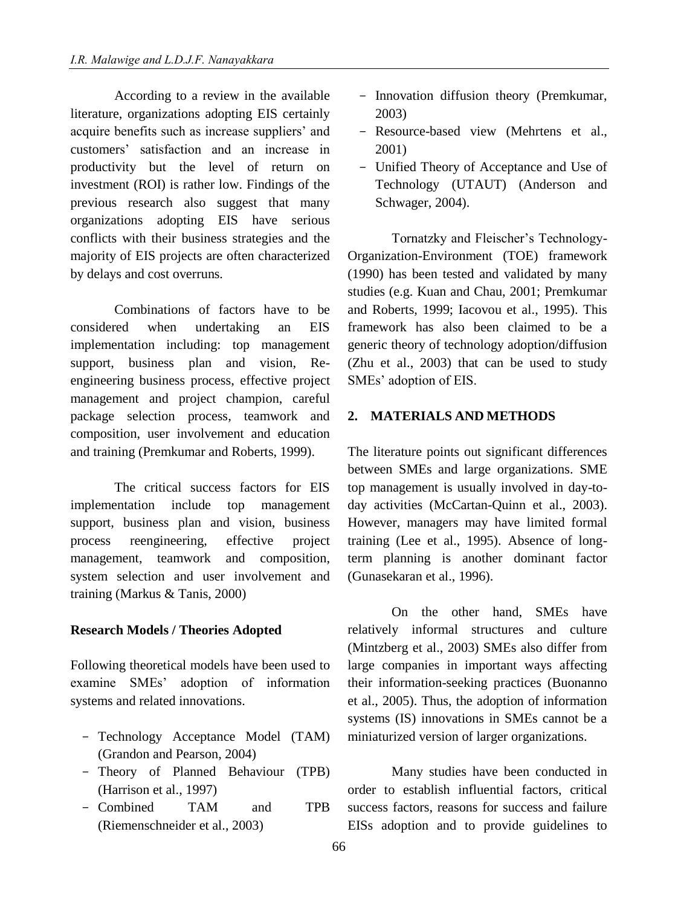According to a review in the available literature, organizations adopting EIS certainly acquire benefits such as increase suppliers' and customers' satisfaction and an increase in productivity but the level of return on investment (ROI) is rather low. Findings of the previous research also suggest that many organizations adopting EIS have serious conflicts with their business strategies and the majority of EIS projects are often characterized by delays and cost overruns.

Combinations of factors have to be considered when undertaking an EIS implementation including: top management support, business plan and vision, Re-engineering business process, effective project management and project champion, careful package selection process, teamwork and composition, user involvement and education and training (Premkumar and Roberts, 1999).

The critical success factors for EIS implementation include top management support, business plan and vision, business process reengineering, effective project management, teamwork and composition, system selection and user involvement and training (Markus & Tanis, 2000)

**Research Models / Theories Adopted**

Following theoretical models have been used to examine SMEs' adoption of information systems and related innovations.

- Technology Acceptance Model (TAM) (Grandon and Pearson, 2004)
- Theory of Planned Behaviour (TPB) (Harrison et al., 1997)
- Combined TAM and TPB (Riemenschneider et al., 2003)
- Innovation diffusion theory (Premkumar, 2003)
- Resource-based view (Mehrtens et al., 2001)
- Unified Theory of Acceptance and Use of Technology (UTAUT) (Anderson and Schwager, 2004).

Tornatzky and Fleischer's Technology-Organization-Environment (TOE) framework (1990) has been tested and validated by many studies (e.g. Kuan and Chau, 2001; Premkumar and Roberts, 1999; Iacovou et al., 1995). This framework has also been claimed to be a generic theory of technology adoption/diffusion (Zhu et al., 2003) that can be used to study SMEs' adoption of EIS.

## 2. MATERIALS AND METHODS

The literature points out significant differences between SMEs and large organizations. SME top management is usually involved in day-to-day activities (McCartan-Quinn et al., 2003). However, managers may have limited formal training (Lee et al., 1995). Absence of long-term planning is another dominant factor (Gunasekaran et al., 1996).

On the other hand, SMEs have relatively informal structures and culture (Mintzberg et al., 2003) SMEs also differ from large companies in important ways affecting their information-seeking practices (Buonanno et al., 2005). Thus, the adoption of information systems (IS) innovations in SMEs cannot be a miniaturized version of larger organizations.

Many studies have been conducted in order to establish influential factors, critical success factors, reasons for success and failure EISs adoption and to provide guidelines to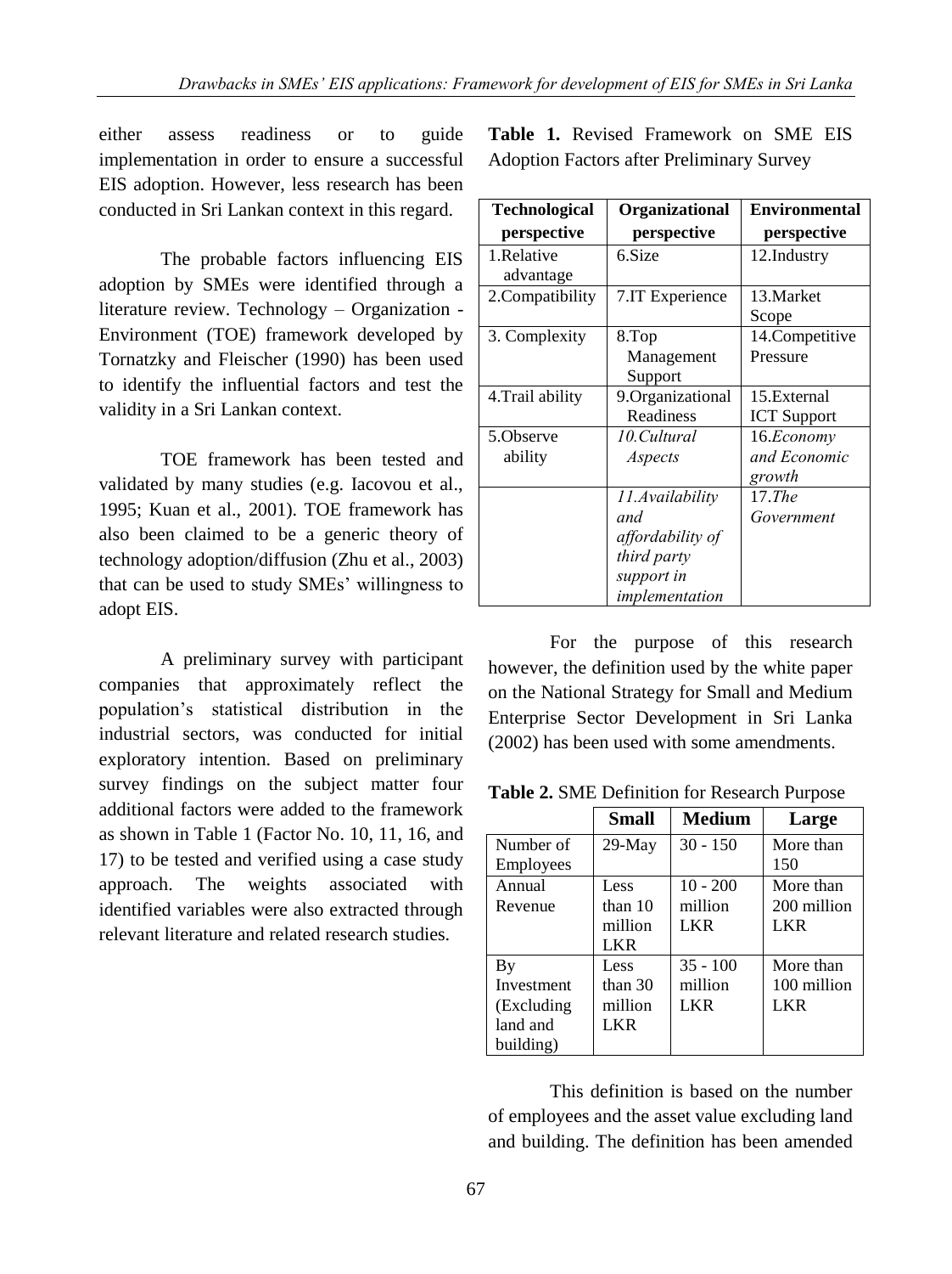either assess readiness or to guide implementation in order to ensure a successful EIS adoption. However, less research has been conducted in Sri Lankan context in this regard.

The probable factors influencing EIS adoption by SMEs were identified through a literature review. Technology – Organization - Environment (TOE) framework developed by Tornatzky and Fleischer (1990) has been used to identify the influential factors and test the validity in a Sri Lankan context.

TOE framework has been tested and validated by many studies (e.g. Iacovou et al., 1995; Kuan et al., 2001). TOE framework has also been claimed to be a generic theory of technology adoption/diffusion (Zhu et al., 2003) that can be used to study SMEs' willingness to adopt EIS.

A preliminary survey with participant companies that approximately reflect the population's statistical distribution in the industrial sectors, was conducted for initial exploratory intention. Based on preliminary survey findings on the subject matter four additional factors were added to the framework as shown in Table 1 (Factor No. 10, 11, 16, and 17) to be tested and verified using a case study approach. The weights associated with identified variables were also extracted through relevant literature and related research studies.

**Table 1.** Revised Framework on SME EIS Adoption Factors after Preliminary Survey

| **Technological perspective** | **Organizational perspective** | **Environmental perspective** |
|---|---|---|
| 1.Relative advantage | 6.Size | 12.Industry |
| 2.Compatibility | 7.IT Experience | 13.Market Scope |
| 3. Complexity | 8.Top Management Support | 14.Competitive Pressure |
| 4.Trail ability | 9.Organizational Readiness | 15.External ICT Support |
| 5.Observe ability | *10.Cultural Aspects* | 16.*Economy and Economic growth* |
| | *11.Availability and affordability of third party support in implementation* | 17.*The Government* |

For the purpose of this research however, the definition used by the white paper on the National Strategy for Small and Medium Enterprise Sector Development in Sri Lanka (2002) has been used with some amendments.

**Table 2.** SME Definition for Research Purpose

| | **Small** | **Medium** | **Large** |
|---|---|---|---|
| Number of Employees | 29-May | 30 - 150 | More than 150 |
| Annual Revenue | Less than 10 million LKR | 10 - 200 million LKR | More than 200 million LKR |
| By Investment (Excluding land and building) | Less than 30 million LKR | 35 - 100 million LKR | More than 100 million LKR |

This definition is based on the number of employees and the asset value excluding land and building. The definition has been amended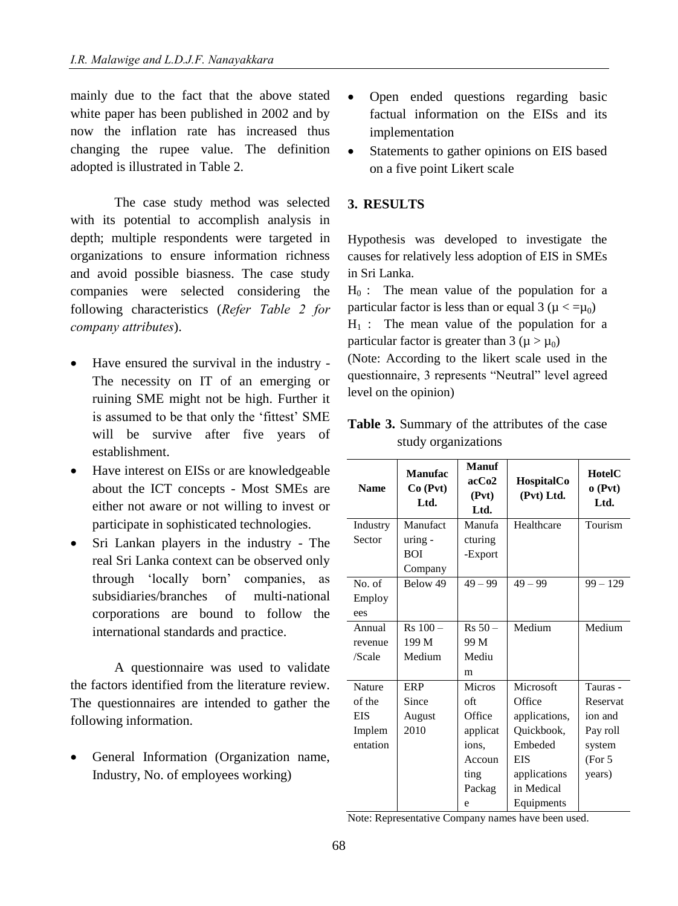mainly due to the fact that the above stated white paper has been published in 2002 and by now the inflation rate has increased thus changing the rupee value. The definition adopted is illustrated in Table 2.

The case study method was selected with its potential to accomplish analysis in depth; multiple respondents were targeted in organizations to ensure information richness and avoid possible biasness. The case study companies were selected considering the following characteristics (*Refer Table 2 for company attributes*).

- Have ensured the survival in the industry - The necessity on IT of an emerging or ruining SME might not be high. Further it is assumed to be that only the 'fittest' SME will be survive after five years of establishment.
- Have interest on EISs or are knowledgeable about the ICT concepts - Most SMEs are either not aware or not willing to invest or participate in sophisticated technologies.
- Sri Lankan players in the industry - The real Sri Lanka context can be observed only through 'locally born' companies, as subsidiaries/branches of multi-national corporations are bound to follow the international standards and practice.

A questionnaire was used to validate the factors identified from the literature review. The questionnaires are intended to gather the following information.

- General Information (Organization name, Industry, No. of employees working)
- Open ended questions regarding basic factual information on the EISs and its implementation
- Statements to gather opinions on EIS based on a five point Likert scale

## 3. RESULTS

Hypothesis was developed to investigate the causes for relatively less adoption of EIS in SMEs in Sri Lanka.

$H_0$ : The mean value of the population for a particular factor is less than or equal 3 ($\mu <= \mu_0$)

$H_1$ : The mean value of the population for a particular factor is greater than 3 ($\mu > \mu_0$)

(Note: According to the likert scale used in the questionnaire, 3 represents "Neutral" level agreed level on the opinion)

**Table 3.** Summary of the attributes of the case study organizations

| Name | ManufacCo (Pvt) Ltd. | ManufacCo2 (Pvt) Ltd. | HospitalCo (Pvt) Ltd. | HotelCo (Pvt) Ltd. |
|---|---|---|---|---|
| Industry Sector | Manufacturing - BOI Company | Manufacturing -Export | Healthcare | Tourism |
| No. of Employees | Below 49 | 49 – 99 | 49 – 99 | 99 – 129 |
| Annual revenue /Scale | Rs 100 – 199 M Medium | Rs 50 – 99 M Medium | Medium | Medium |
| Nature of the EIS Implementation | ERP Since August 2010 | Microsoft Office applications, Accounting Package | Microsoft Office applications, Quickbook, Embeded EIS applications in Medical Equipments | Tauras - Reservation and Pay roll system (For 5 years) |

Note: Representative Company names have been used.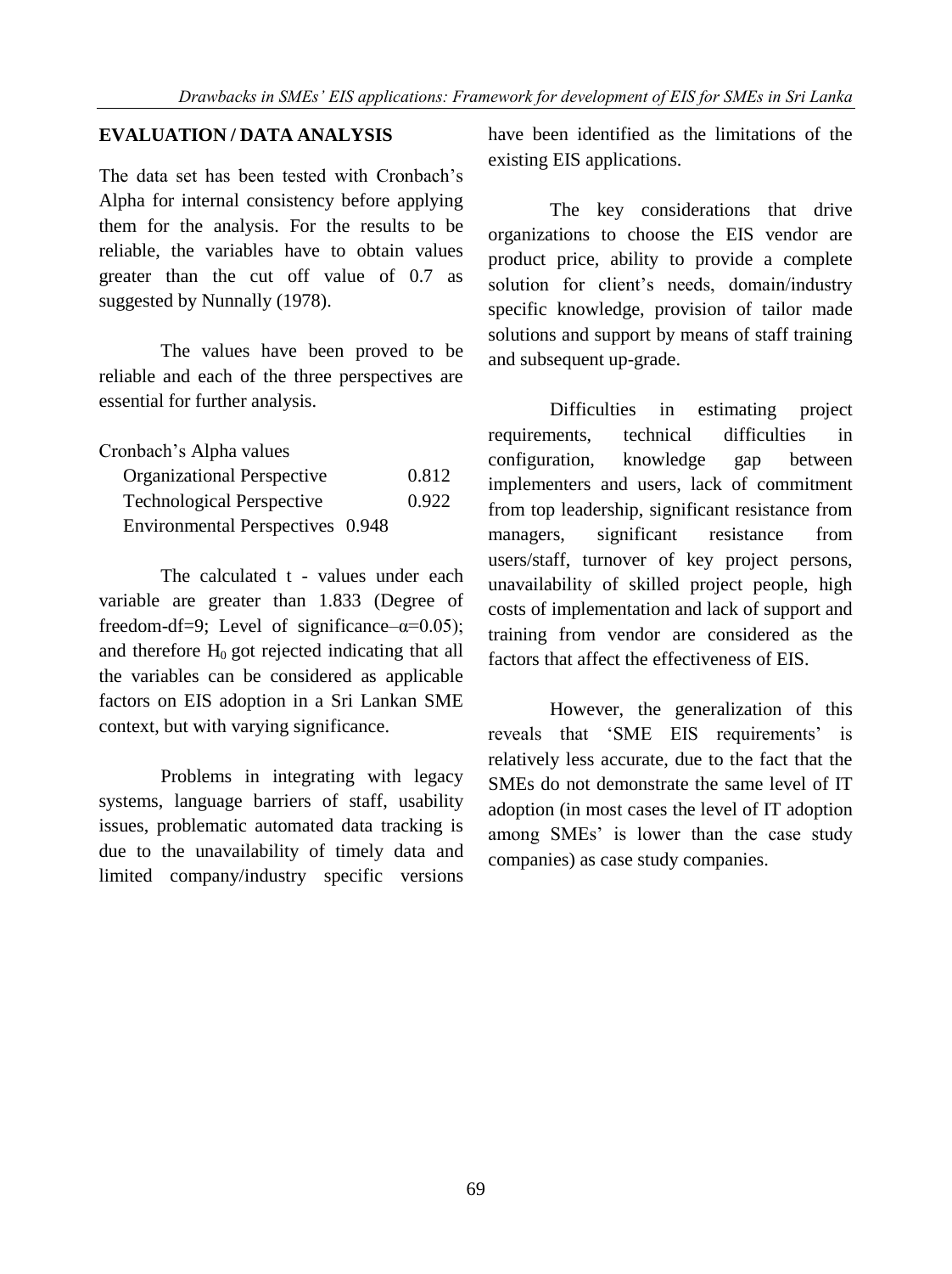## EVALUATION / DATA ANALYSIS

The data set has been tested with Cronbach's Alpha for internal consistency before applying them for the analysis. For the results to be reliable, the variables have to obtain values greater than the cut off value of 0.7 as suggested by Nunnally (1978).

The values have been proved to be reliable and each of the three perspectives are essential for further analysis.

Cronbach's Alpha values

| | |
|---|---|
| Organizational Perspective | 0.812 |
| Technological Perspective | 0.922 |
| Environmental Perspectives | 0.948 |

The calculated t - values under each variable are greater than 1.833 (Degree of freedom-df=9; Level of significance–$\alpha$=0.05); and therefore $H_0$ got rejected indicating that all the variables can be considered as applicable factors on EIS adoption in a Sri Lankan SME context, but with varying significance.

Problems in integrating with legacy systems, language barriers of staff, usability issues, problematic automated data tracking is due to the unavailability of timely data and limited company/industry specific versions have been identified as the limitations of the existing EIS applications.

The key considerations that drive organizations to choose the EIS vendor are product price, ability to provide a complete solution for client's needs, domain/industry specific knowledge, provision of tailor made solutions and support by means of staff training and subsequent up-grade.

Difficulties in estimating project requirements, technical difficulties in configuration, knowledge gap between implementers and users, lack of commitment from top leadership, significant resistance from managers, significant resistance from users/staff, turnover of key project persons, unavailability of skilled project people, high costs of implementation and lack of support and training from vendor are considered as the factors that affect the effectiveness of EIS.

However, the generalization of this reveals that 'SME EIS requirements' is relatively less accurate, due to the fact that the SMEs do not demonstrate the same level of IT adoption (in most cases the level of IT adoption among SMEs' is lower than the case study companies) as case study companies.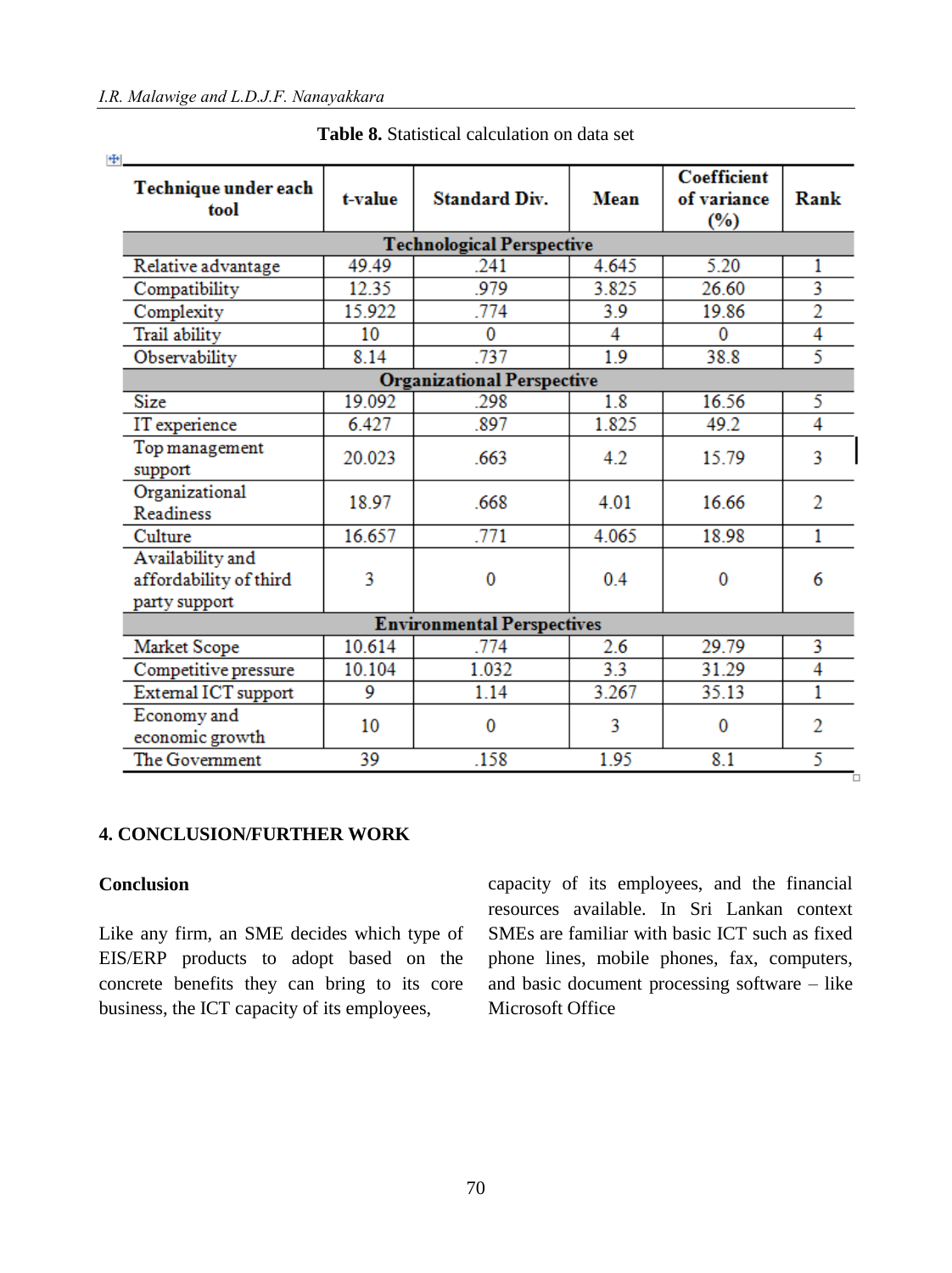**Table 8.** Statistical calculation on data set

| Technique under each tool | t-value | Standard Div. | Mean | Coefficient of variance (%) | Rank |
|---|---|---|---|---|---|
| **Technological Perspective** | | | | | |
| Relative advantage | 49.49 | .241 | 4.645 | 5.20 | 1 |
| Compatibility | 12.35 | .979 | 3.825 | 26.60 | 3 |
| Complexity | 15.922 | .774 | 3.9 | 19.86 | 2 |
| Trail ability | 10 | 0 | 4 | 0 | 4 |
| Observability | 8.14 | .737 | 1.9 | 38.8 | 5 |
| **Organizational Perspective** | | | | | |
| Size | 19.092 | .298 | 1.8 | 16.56 | 5 |
| IT experience | 6.427 | .897 | 1.825 | 49.2 | 4 |
| Top management support | 20.023 | .663 | 4.2 | 15.79 | 3 |
| Organizational Readiness | 18.97 | .668 | 4.01 | 16.66 | 2 |
| Culture | 16.657 | .771 | 4.065 | 18.98 | 1 |
| Availability and affordability of third party support | 3 | 0 | 0.4 | 0 | 6 |
| **Environmental Perspectives** | | | | | |
| Market Scope | 10.614 | .774 | 2.6 | 29.79 | 3 |
| Competitive pressure | 10.104 | 1.032 | 3.3 | 31.29 | 4 |
| External ICT support | 9 | 1.14 | 3.267 | 35.13 | 1 |
| Economy and economic growth | 10 | 0 | 3 | 0 | 2 |
| The Government | 39 | .158 | 1.95 | 8.1 | 5 |

## 4. CONCLUSION/FURTHER WORK

### Conclusion

Like any firm, an SME decides which type of EIS/ERP products to adopt based on the concrete benefits they can bring to its core business, the ICT capacity of its employees, capacity of its employees, and the financial resources available. In Sri Lankan context SMEs are familiar with basic ICT such as fixed phone lines, mobile phones, fax, computers, and basic document processing software – like Microsoft Office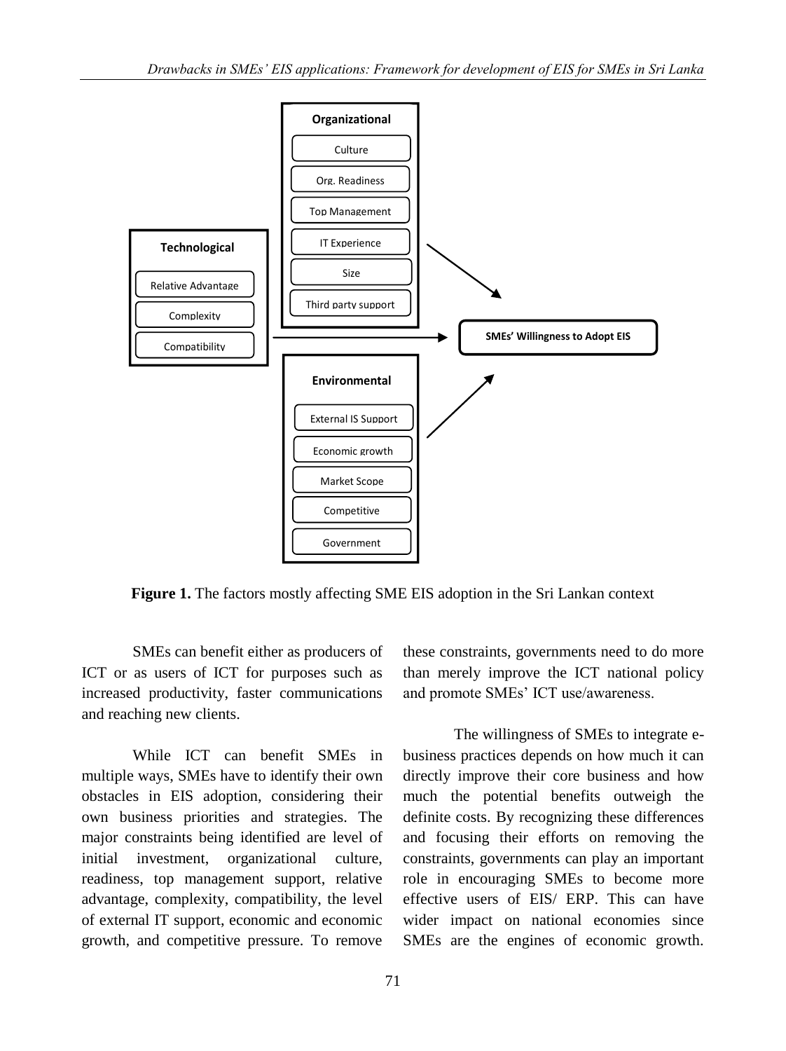**Organizational**
- Culture
- Org. Readiness
- Top Management
- IT Experience
- Size
- Third party support

**Technological**
- Relative Advantage
- Complexity
- Compatibility

**Environmental**
- External IS Support
- Economic growth
- Market Scope
- Competitive
- Government

→ **SMEs' Willingness to Adopt EIS**

**Figure 1.** The factors mostly affecting SME EIS adoption in the Sri Lankan context

SMEs can benefit either as producers of ICT or as users of ICT for purposes such as increased productivity, faster communications and reaching new clients.

While ICT can benefit SMEs in multiple ways, SMEs have to identify their own obstacles in EIS adoption, considering their own business priorities and strategies. The major constraints being identified are level of initial investment, organizational culture, readiness, top management support, relative advantage, complexity, compatibility, the level of external IT support, economic and economic growth, and competitive pressure. To remove these constraints, governments need to do more than merely improve the ICT national policy and promote SMEs' ICT use/awareness.

The willingness of SMEs to integrate e-business practices depends on how much it can directly improve their core business and how much the potential benefits outweigh the definite costs. By recognizing these differences and focusing their efforts on removing the constraints, governments can play an important role in encouraging SMEs to become more effective users of EIS/ ERP. This can have wider impact on national economies since SMEs are the engines of economic growth.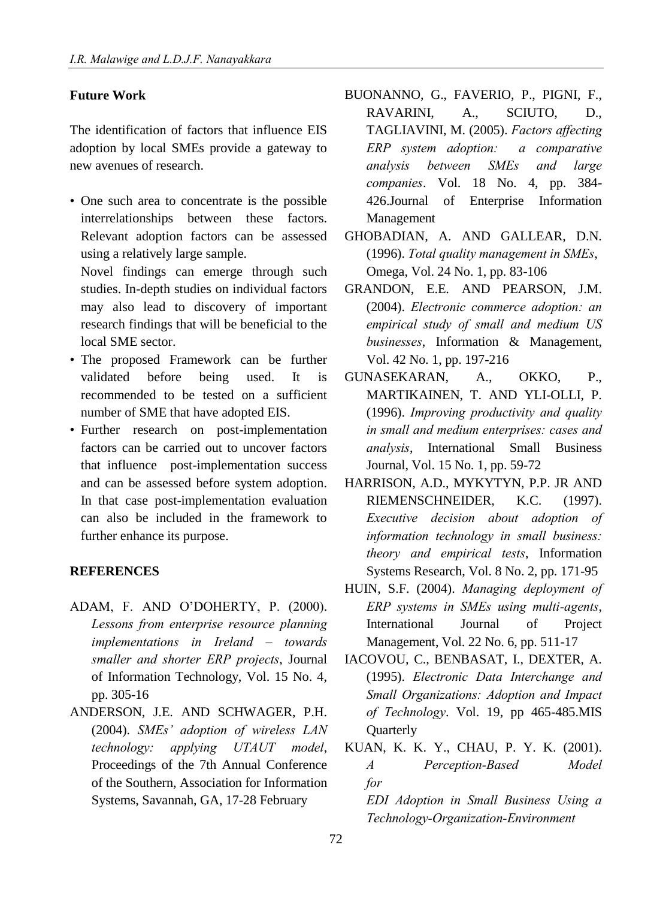## Future Work

The identification of factors that influence EIS adoption by local SMEs provide a gateway to new avenues of research.

- One such area to concentrate is the possible interrelationships between these factors. Relevant adoption factors can be assessed using a relatively large sample.
  Novel findings can emerge through such studies. In-depth studies on individual factors may also lead to discovery of important research findings that will be beneficial to the local SME sector.
- The proposed Framework can be further validated before being used. It is recommended to be tested on a sufficient number of SME that have adopted EIS.
- Further research on post-implementation factors can be carried out to uncover factors that influence post-implementation success and can be assessed before system adoption. In that case post-implementation evaluation can also be included in the framework to further enhance its purpose.

## REFERENCES

ADAM, F. AND O'DOHERTY, P. (2000). *Lessons from enterprise resource planning implementations in Ireland – towards smaller and shorter ERP projects*, Journal of Information Technology, Vol. 15 No. 4, pp. 305-16

ANDERSON, J.E. AND SCHWAGER, P.H. (2004). *SMEs' adoption of wireless LAN technology: applying UTAUT model*, Proceedings of the 7th Annual Conference of the Southern, Association for Information Systems, Savannah, GA, 17-28 February

BUONANNO, G., FAVERIO, P., PIGNI, F., RAVARINI, A., SCIUTO, D., TAGLIAVINI, M. (2005). *Factors affecting ERP system adoption: a comparative analysis between SMEs and large companies*. Vol. 18 No. 4, pp. 384-426.Journal of Enterprise Information Management

GHOBADIAN, A. AND GALLEAR, D.N. (1996). *Total quality management in SMEs*, Omega, Vol. 24 No. 1, pp. 83-106

GRANDON, E.E. AND PEARSON, J.M. (2004). *Electronic commerce adoption: an empirical study of small and medium US businesses*, Information & Management, Vol. 42 No. 1, pp. 197-216

GUNASEKARAN, A., OKKO, P., MARTIKAINEN, T. AND YLI-OLLI, P. (1996). *Improving productivity and quality in small and medium enterprises: cases and analysis*, International Small Business Journal, Vol. 15 No. 1, pp. 59-72

HARRISON, A.D., MYKYTYN, P.P. JR AND RIEMENSCHNEIDER, K.C. (1997). *Executive decision about adoption of information technology in small business: theory and empirical tests*, Information Systems Research, Vol. 8 No. 2, pp. 171-95

HUIN, S.F. (2004). *Managing deployment of ERP systems in SMEs using multi-agents*, International Journal of Project Management, Vol. 22 No. 6, pp. 511-17

IACOVOU, C., BENBASAT, I., DEXTER, A. (1995). *Electronic Data Interchange and Small Organizations: Adoption and Impact of Technology*. Vol. 19, pp 465-485.MIS Quarterly

KUAN, K. K. Y., CHAU, P. Y. K. (2001). *A Perception-Based Model for EDI Adoption in Small Business Using a Technology-Organization-Environment*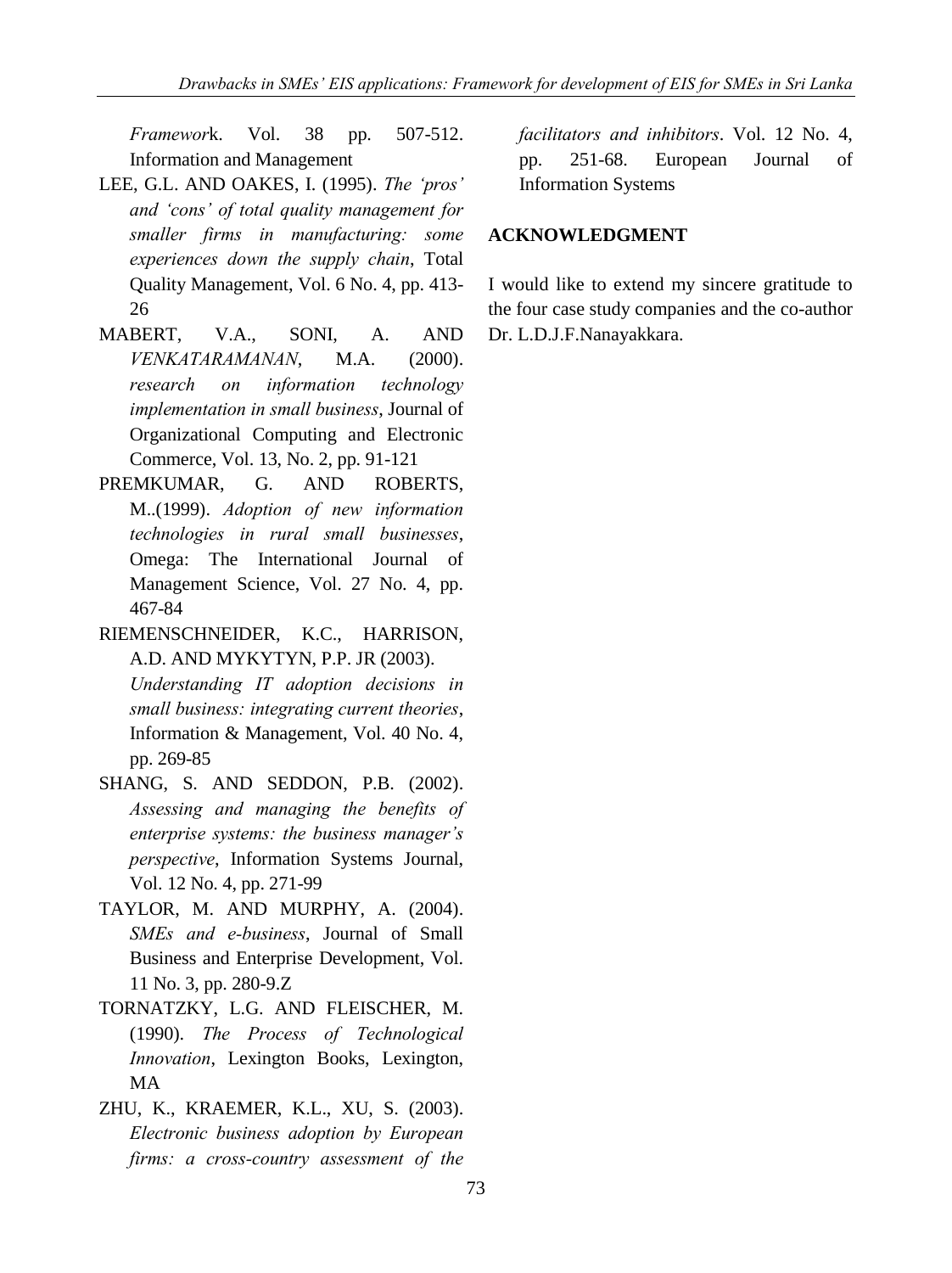*Framewor*k. Vol. 38 pp. 507-512. Information and Management

LEE, G.L. AND OAKES, I. (1995). *The 'pros' and 'cons' of total quality management for smaller firms in manufacturing: some experiences down the supply chain*, Total Quality Management, Vol. 6 No. 4, pp. 413-26

MABERT, V.A., SONI, A. AND *VENKATARAMANAN*, M.A. (2000). *research on information technology implementation in small business*, Journal of Organizational Computing and Electronic Commerce, Vol. 13, No. 2, pp. 91-121

PREMKUMAR, G. AND ROBERTS, M..(1999). *Adoption of new information technologies in rural small businesses*, Omega: The International Journal of Management Science, Vol. 27 No. 4, pp. 467-84

RIEMENSCHNEIDER, K.C., HARRISON, A.D. AND MYKYTYN, P.P. JR (2003). *Understanding IT adoption decisions in small business: integrating current theories*, Information & Management, Vol. 40 No. 4, pp. 269-85

SHANG, S. AND SEDDON, P.B. (2002). *Assessing and managing the benefits of enterprise systems: the business manager's perspective*, Information Systems Journal, Vol. 12 No. 4, pp. 271-99

TAYLOR, M. AND MURPHY, A. (2004). *SMEs and e-business*, Journal of Small Business and Enterprise Development, Vol. 11 No. 3, pp. 280-9.Z

TORNATZKY, L.G. AND FLEISCHER, M. (1990). *The Process of Technological Innovation*, Lexington Books, Lexington, MA

ZHU, K., KRAEMER, K.L., XU, S. (2003). *Electronic business adoption by European firms: a cross-country assessment of the facilitators and inhibitors*. Vol. 12 No. 4, pp. 251-68. European Journal of Information Systems

## ACKNOWLEDGMENT

I would like to extend my sincere gratitude to the four case study companies and the co-author Dr. L.D.J.F.Nanayakkara.